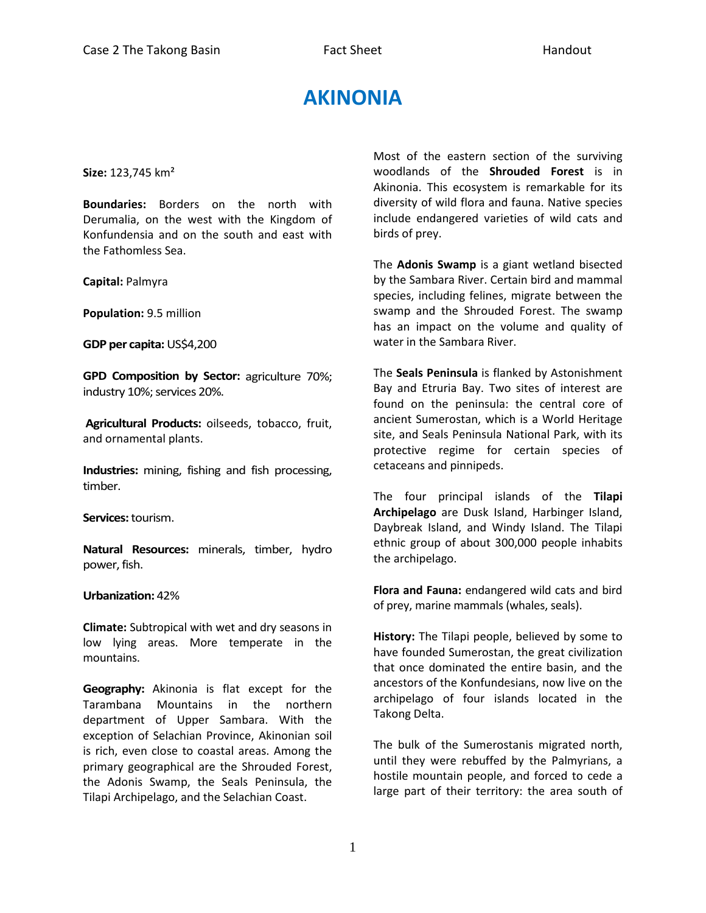# AKINONIA

**Size:** 123,745 km²

**Boundaries:** Borders on the north with Derumalia, on the west with the Kingdom of Konfundensia and on the south and east with the Fathomless Sea.

**Capital:** Palmyra

**Population:** 9.5 million

**GDP per capita:** US$4,200

**GPD Composition by Sector:** agriculture 70%; industry 10%; services 20%.

**Agricultural Products:** oilseeds, tobacco, fruit, and ornamental plants.

**Industries:** mining, fishing and fish processing, timber.

**Services:** tourism.

**Natural Resources:** minerals, timber, hydro power, fish.

**Urbanization:** 42%

**Climate:** Subtropical with wet and dry seasons in low lying areas. More temperate in the mountains.

**Geography:** Akinonia is flat except for the Tarambana Mountains in the northern department of Upper Sambara. With the exception of Selachian Province, Akinonian soil is rich, even close to coastal areas. Among the primary geographical are the Shrouded Forest, the Adonis Swamp, the Seals Peninsula, the Tilapi Archipelago, and the Selachian Coast.

Most of the eastern section of the surviving woodlands of the **Shrouded Forest** is in Akinonia. This ecosystem is remarkable for its diversity of wild flora and fauna. Native species include endangered varieties of wild cats and birds of prey.

The **Adonis Swamp** is a giant wetland bisected by the Sambara River. Certain bird and mammal species, including felines, migrate between the swamp and the Shrouded Forest. The swamp has an impact on the volume and quality of water in the Sambara River.

The **Seals Peninsula** is flanked by Astonishment Bay and Etruria Bay. Two sites of interest are found on the peninsula: the central core of ancient Sumerostan, which is a World Heritage site, and Seals Peninsula National Park, with its protective regime for certain species of cetaceans and pinnipeds.

The four principal islands of the **Tilapi Archipelago** are Dusk Island, Harbinger Island, Daybreak Island, and Windy Island. The Tilapi ethnic group of about 300,000 people inhabits the archipelago.

**Flora and Fauna:** endangered wild cats and bird of prey, marine mammals (whales, seals).

**History:** The Tilapi people, believed by some to have founded Sumerostan, the great civilization that once dominated the entire basin, and the ancestors of the Konfundesians, now live on the archipelago of four islands located in the Takong Delta.

The bulk of the Sumerostanis migrated north, until they were rebuffed by the Palmyrians, a hostile mountain people, and forced to cede a large part of their territory: the area south of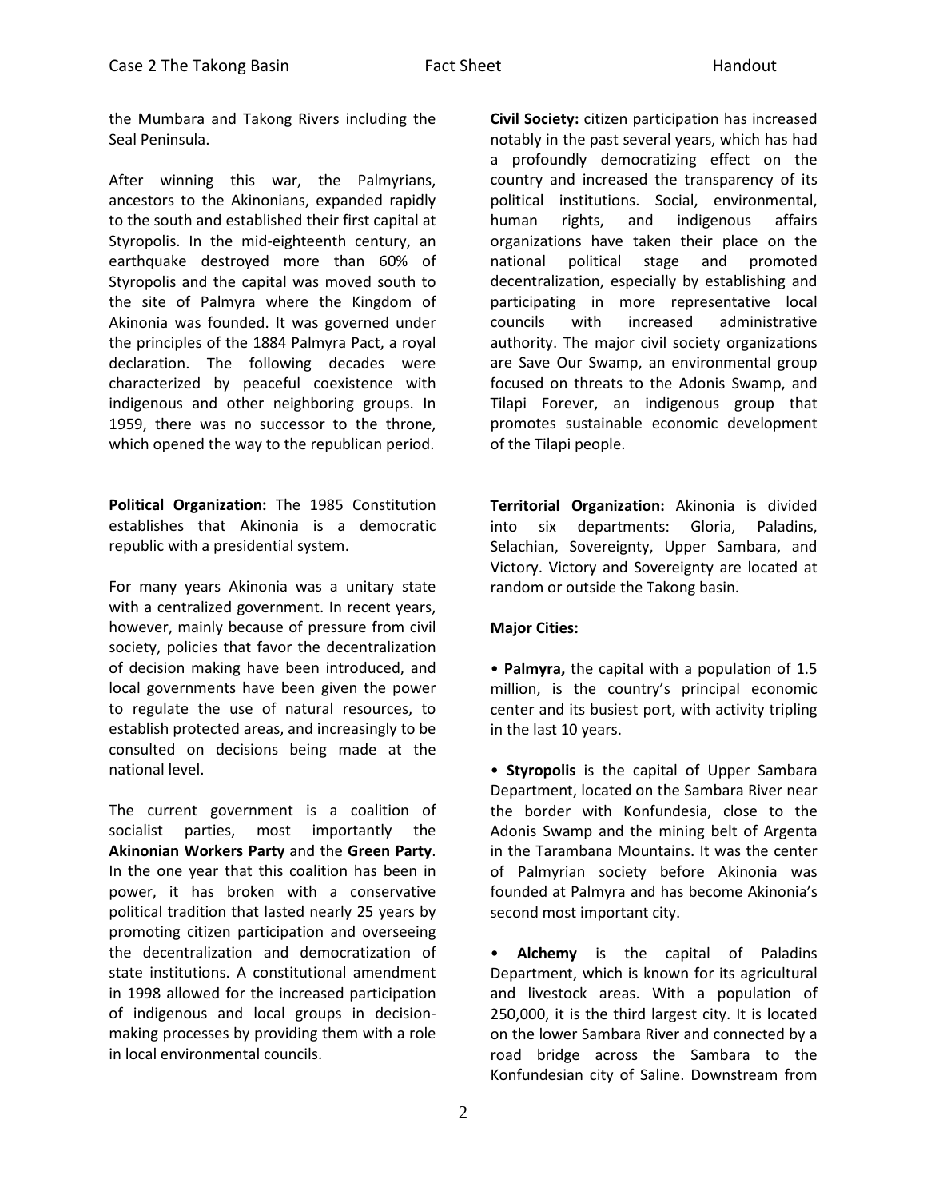the Mumbara and Takong Rivers including the Seal Peninsula.

After winning this war, the Palmyrians, ancestors to the Akinonians, expanded rapidly to the south and established their first capital at Styropolis. In the mid-eighteenth century, an earthquake destroyed more than 60% of Styropolis and the capital was moved south to the site of Palmyra where the Kingdom of Akinonia was founded. It was governed under the principles of the 1884 Palmyra Pact, a royal declaration. The following decades were characterized by peaceful coexistence with indigenous and other neighboring groups. In 1959, there was no successor to the throne, which opened the way to the republican period.

**Political Organization:** The 1985 Constitution establishes that Akinonia is a democratic republic with a presidential system.

For many years Akinonia was a unitary state with a centralized government. In recent years, however, mainly because of pressure from civil society, policies that favor the decentralization of decision making have been introduced, and local governments have been given the power to regulate the use of natural resources, to establish protected areas, and increasingly to be consulted on decisions being made at the national level.

The current government is a coalition of socialist parties, most importantly the **Akinonian Workers Party** and the **Green Party**. In the one year that this coalition has been in power, it has broken with a conservative political tradition that lasted nearly 25 years by promoting citizen participation and overseeing the decentralization and democratization of state institutions. A constitutional amendment in 1998 allowed for the increased participation of indigenous and local groups in decision-making processes by providing them with a role in local environmental councils.

**Civil Society:** citizen participation has increased notably in the past several years, which has had a profoundly democratizing effect on the country and increased the transparency of its political institutions. Social, environmental, human rights, and indigenous affairs organizations have taken their place on the national political stage and promoted decentralization, especially by establishing and participating in more representative local councils with increased administrative authority. The major civil society organizations are Save Our Swamp, an environmental group focused on threats to the Adonis Swamp, and Tilapi Forever, an indigenous group that promotes sustainable economic development of the Tilapi people.

**Territorial Organization:** Akinonia is divided into six departments: Gloria, Paladins, Selachian, Sovereignty, Upper Sambara, and Victory. Victory and Sovereignty are located at random or outside the Takong basin.

**Major Cities:**

- **Palmyra,** the capital with a population of 1.5 million, is the country's principal economic center and its busiest port, with activity tripling in the last 10 years.

- **Styropolis** is the capital of Upper Sambara Department, located on the Sambara River near the border with Konfundesia, close to the Adonis Swamp and the mining belt of Argenta in the Tarambana Mountains. It was the center of Palmyrian society before Akinonia was founded at Palmyra and has become Akinonia's second most important city.

- **Alchemy** is the capital of Paladins Department, which is known for its agricultural and livestock areas. With a population of 250,000, it is the third largest city. It is located on the lower Sambara River and connected by a road bridge across the Sambara to the Konfundesian city of Saline. Downstream from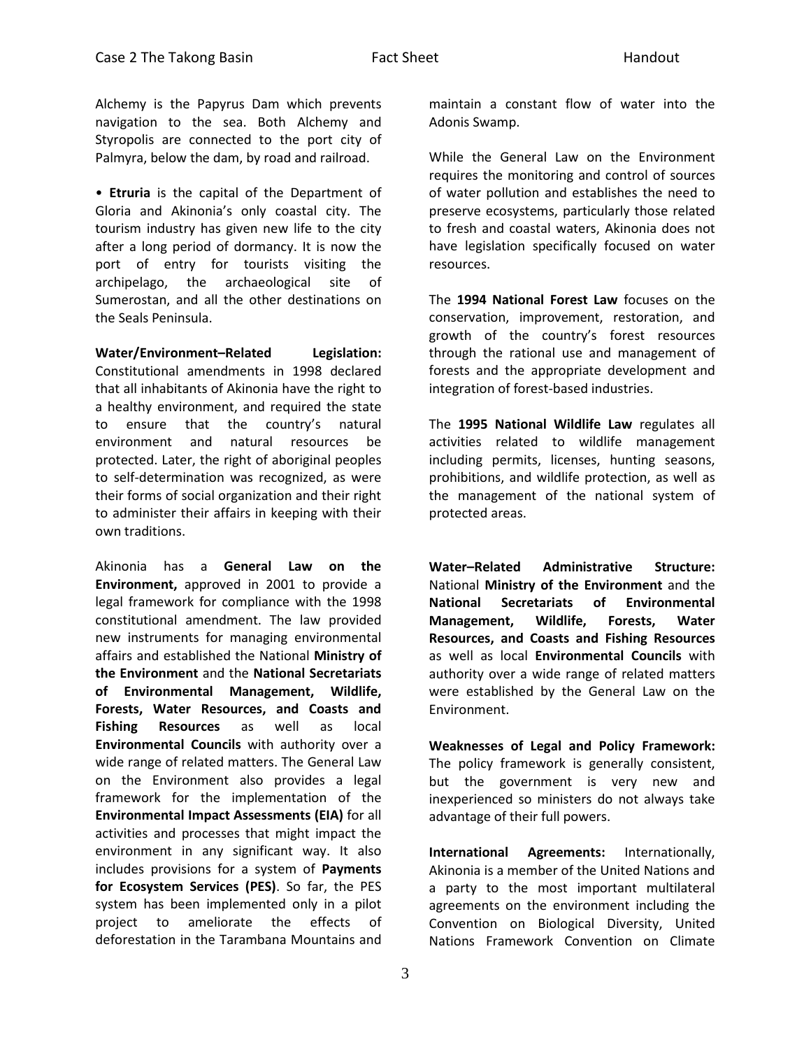Alchemy is the Papyrus Dam which prevents navigation to the sea. Both Alchemy and Styropolis are connected to the port city of Palmyra, below the dam, by road and railroad.

• **Etruria** is the capital of the Department of Gloria and Akinonia's only coastal city. The tourism industry has given new life to the city after a long period of dormancy. It is now the port of entry for tourists visiting the archipelago, the archaeological site of Sumerostan, and all the other destinations on the Seals Peninsula.

**Water/Environment–Related Legislation:** Constitutional amendments in 1998 declared that all inhabitants of Akinonia have the right to a healthy environment, and required the state to ensure that the country's natural environment and natural resources be protected. Later, the right of aboriginal peoples to self-determination was recognized, as were their forms of social organization and their right to administer their affairs in keeping with their own traditions.

Akinonia has a **General Law on the Environment,** approved in 2001 to provide a legal framework for compliance with the 1998 constitutional amendment. The law provided new instruments for managing environmental affairs and established the National **Ministry of the Environment** and the **National Secretariats of Environmental Management, Wildlife, Forests, Water Resources, and Coasts and Fishing Resources** as well as local **Environmental Councils** with authority over a wide range of related matters. The General Law on the Environment also provides a legal framework for the implementation of the **Environmental Impact Assessments (EIA)** for all activities and processes that might impact the environment in any significant way. It also includes provisions for a system of **Payments for Ecosystem Services (PES)**. So far, the PES system has been implemented only in a pilot project to ameliorate the effects of deforestation in the Tarambana Mountains and maintain a constant flow of water into the Adonis Swamp.

While the General Law on the Environment requires the monitoring and control of sources of water pollution and establishes the need to preserve ecosystems, particularly those related to fresh and coastal waters, Akinonia does not have legislation specifically focused on water resources.

The **1994 National Forest Law** focuses on the conservation, improvement, restoration, and growth of the country's forest resources through the rational use and management of forests and the appropriate development and integration of forest-based industries.

The **1995 National Wildlife Law** regulates all activities related to wildlife management including permits, licenses, hunting seasons, prohibitions, and wildlife protection, as well as the management of the national system of protected areas.

**Water–Related Administrative Structure:** National **Ministry of the Environment** and the **National Secretariats of Environmental Management, Wildlife, Forests, Water Resources, and Coasts and Fishing Resources** as well as local **Environmental Councils** with authority over a wide range of related matters were established by the General Law on the Environment.

**Weaknesses of Legal and Policy Framework:** The policy framework is generally consistent, but the government is very new and inexperienced so ministers do not always take advantage of their full powers.

**International Agreements:** Internationally, Akinonia is a member of the United Nations and a party to the most important multilateral agreements on the environment including the Convention on Biological Diversity, United Nations Framework Convention on Climate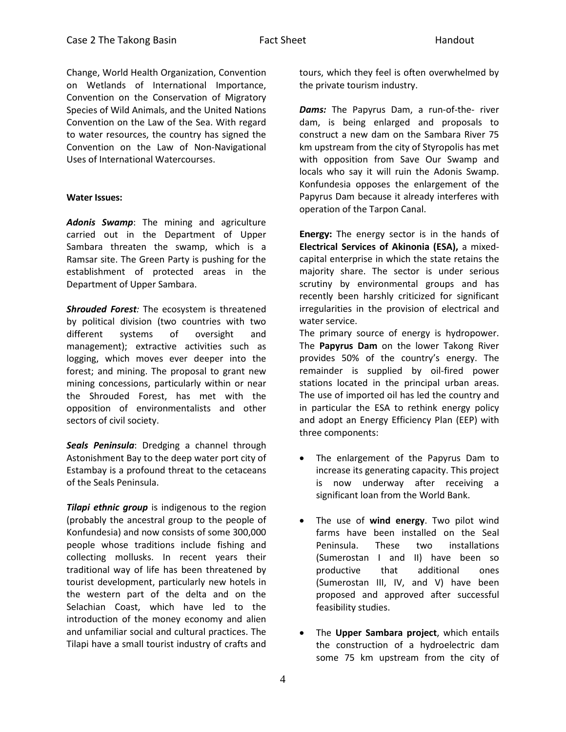Change, World Health Organization, Convention on Wetlands of International Importance, Convention on the Conservation of Migratory Species of Wild Animals, and the United Nations Convention on the Law of the Sea. With regard to water resources, the country has signed the Convention on the Law of Non-Navigational Uses of International Watercourses.

**Water Issues:**

***Adonis Swamp***: The mining and agriculture carried out in the Department of Upper Sambara threaten the swamp, which is a Ramsar site. The Green Party is pushing for the establishment of protected areas in the Department of Upper Sambara.

***Shrouded Forest****:* The ecosystem is threatened by political division (two countries with two different systems of oversight and management); extractive activities such as logging, which moves ever deeper into the forest; and mining. The proposal to grant new mining concessions, particularly within or near the Shrouded Forest, has met with the opposition of environmentalists and other sectors of civil society.

***Seals Peninsula***: Dredging a channel through Astonishment Bay to the deep water port city of Estambay is a profound threat to the cetaceans of the Seals Peninsula.

***Tilapi ethnic group*** is indigenous to the region (probably the ancestral group to the people of Konfundesia) and now consists of some 300,000 people whose traditions include fishing and collecting mollusks. In recent years their traditional way of life has been threatened by tourist development, particularly new hotels in the western part of the delta and on the Selachian Coast, which have led to the introduction of the money economy and alien and unfamiliar social and cultural practices. The Tilapi have a small tourist industry of crafts and tours, which they feel is often overwhelmed by the private tourism industry.

***Dams:*** The Papyrus Dam, a run-of-the- river dam, is being enlarged and proposals to construct a new dam on the Sambara River 75 km upstream from the city of Styropolis has met with opposition from Save Our Swamp and locals who say it will ruin the Adonis Swamp. Konfundesia opposes the enlargement of the Papyrus Dam because it already interferes with operation of the Tarpon Canal.

**Energy:** The energy sector is in the hands of **Electrical Services of Akinonia (ESA),** a mixed-capital enterprise in which the state retains the majority share. The sector is under serious scrutiny by environmental groups and has recently been harshly criticized for significant irregularities in the provision of electrical and water service.

The primary source of energy is hydropower. The **Papyrus Dam** on the lower Takong River provides 50% of the country's energy. The remainder is supplied by oil-fired power stations located in the principal urban areas. The use of imported oil has led the country and in particular the ESA to rethink energy policy and adopt an Energy Efficiency Plan (EEP) with three components:

- The enlargement of the Papyrus Dam to increase its generating capacity. This project is now underway after receiving a significant loan from the World Bank.
- The use of **wind energy**. Two pilot wind farms have been installed on the Seal Peninsula. These two installations (Sumerostan I and II) have been so productive that additional ones (Sumerostan III, IV, and V) have been proposed and approved after successful feasibility studies.
- The **Upper Sambara project**, which entails the construction of a hydroelectric dam some 75 km upstream from the city of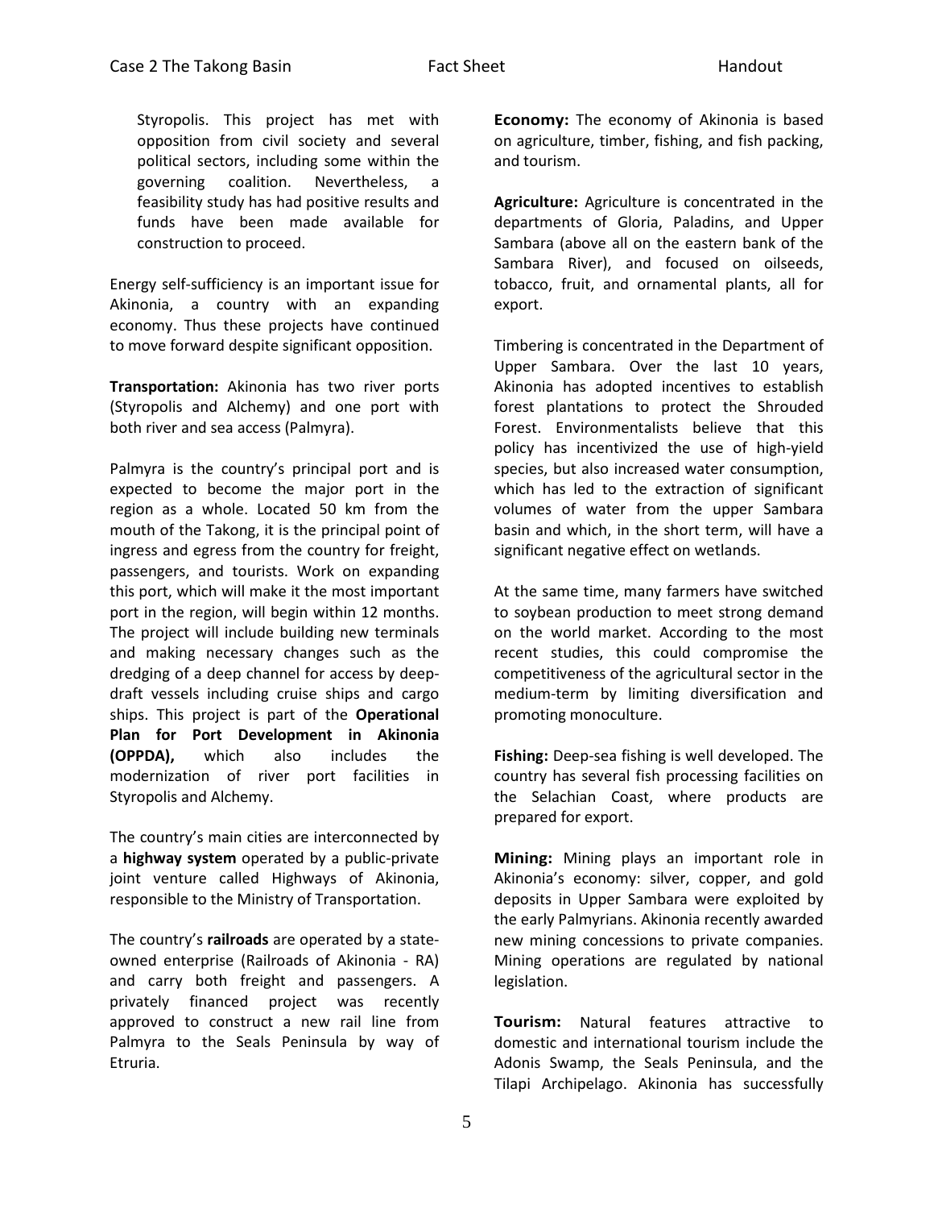Styropolis. This project has met with opposition from civil society and several political sectors, including some within the governing coalition. Nevertheless, a feasibility study has had positive results and funds have been made available for construction to proceed.

Energy self-sufficiency is an important issue for Akinonia, a country with an expanding economy. Thus these projects have continued to move forward despite significant opposition.

**Transportation:** Akinonia has two river ports (Styropolis and Alchemy) and one port with both river and sea access (Palmyra).

Palmyra is the country's principal port and is expected to become the major port in the region as a whole. Located 50 km from the mouth of the Takong, it is the principal point of ingress and egress from the country for freight, passengers, and tourists. Work on expanding this port, which will make it the most important port in the region, will begin within 12 months. The project will include building new terminals and making necessary changes such as the dredging of a deep channel for access by deep-draft vessels including cruise ships and cargo ships. This project is part of the **Operational Plan for Port Development in Akinonia (OPPDA),** which also includes the modernization of river port facilities in Styropolis and Alchemy.

The country's main cities are interconnected by a **highway system** operated by a public-private joint venture called Highways of Akinonia, responsible to the Ministry of Transportation.

The country's **railroads** are operated by a state-owned enterprise (Railroads of Akinonia - RA) and carry both freight and passengers. A privately financed project was recently approved to construct a new rail line from Palmyra to the Seals Peninsula by way of Etruria.

**Economy:** The economy of Akinonia is based on agriculture, timber, fishing, and fish packing, and tourism.

**Agriculture:** Agriculture is concentrated in the departments of Gloria, Paladins, and Upper Sambara (above all on the eastern bank of the Sambara River), and focused on oilseeds, tobacco, fruit, and ornamental plants, all for export.

Timbering is concentrated in the Department of Upper Sambara. Over the last 10 years, Akinonia has adopted incentives to establish forest plantations to protect the Shrouded Forest. Environmentalists believe that this policy has incentivized the use of high-yield species, but also increased water consumption, which has led to the extraction of significant volumes of water from the upper Sambara basin and which, in the short term, will have a significant negative effect on wetlands.

At the same time, many farmers have switched to soybean production to meet strong demand on the world market. According to the most recent studies, this could compromise the competitiveness of the agricultural sector in the medium-term by limiting diversification and promoting monoculture.

**Fishing:** Deep-sea fishing is well developed. The country has several fish processing facilities on the Selachian Coast, where products are prepared for export.

**Mining:** Mining plays an important role in Akinonia's economy: silver, copper, and gold deposits in Upper Sambara were exploited by the early Palmyrians. Akinonia recently awarded new mining concessions to private companies. Mining operations are regulated by national legislation.

**Tourism:** Natural features attractive to domestic and international tourism include the Adonis Swamp, the Seals Peninsula, and the Tilapi Archipelago. Akinonia has successfully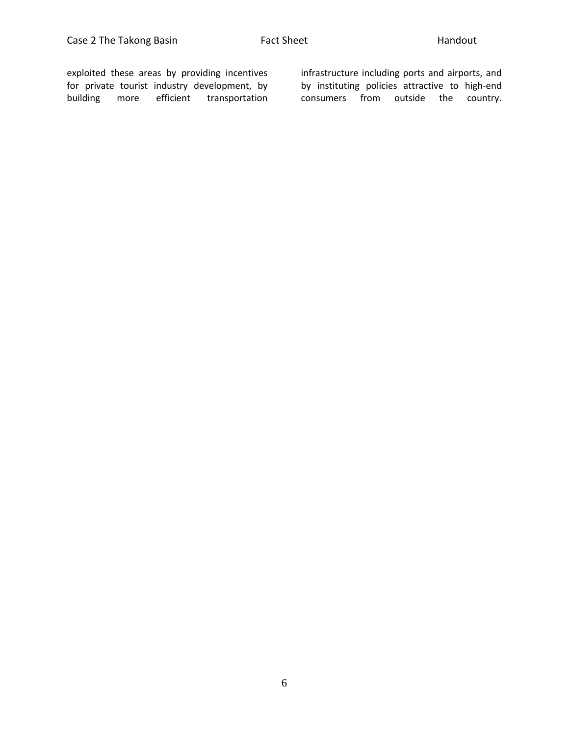exploited these areas by providing incentives for private tourist industry development, by building more efficient transportation infrastructure including ports and airports, and by instituting policies attractive to high-end consumers from outside the country.